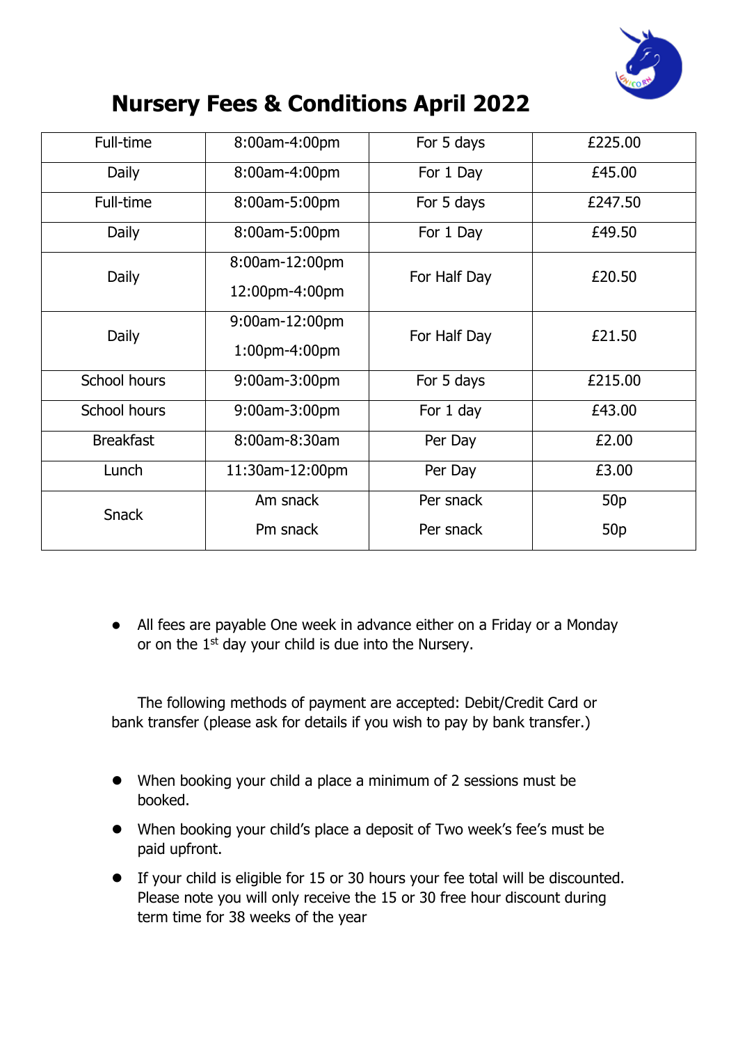# Nursery Fees & Conditions April 2022

| Full-time | 8:00am-4:00pm | For 5 days | £225.00 |
|---|---|---|---|
| Daily | 8:00am-4:00pm | For 1 Day | £45.00 |
| Full-time | 8:00am-5:00pm | For 5 days | £247.50 |
| Daily | 8:00am-5:00pm | For 1 Day | £49.50 |
| Daily | 8:00am-12:00pm<br>12:00pm-4:00pm | For Half Day | £20.50 |
| Daily | 9:00am-12:00pm<br>1:00pm-4:00pm | For Half Day | £21.50 |
| School hours | 9:00am-3:00pm | For 5 days | £215.00 |
| School hours | 9:00am-3:00pm | For 1 day | £43.00 |
| Breakfast | 8:00am-8:30am | Per Day | £2.00 |
| Lunch | 11:30am-12:00pm | Per Day | £3.00 |
| Snack | Am snack<br>Pm snack | Per snack<br>Per snack | 50p<br>50p |

- All fees are payable One week in advance either on a Friday or a Monday or on the 1st day your child is due into the Nursery.

The following methods of payment are accepted: Debit/Credit Card or bank transfer (please ask for details if you wish to pay by bank transfer.)

- When booking your child a place a minimum of 2 sessions must be booked.
- When booking your child's place a deposit of Two week's fee's must be paid upfront.
- If your child is eligible for 15 or 30 hours your fee total will be discounted. Please note you will only receive the 15 or 30 free hour discount during term time for 38 weeks of the year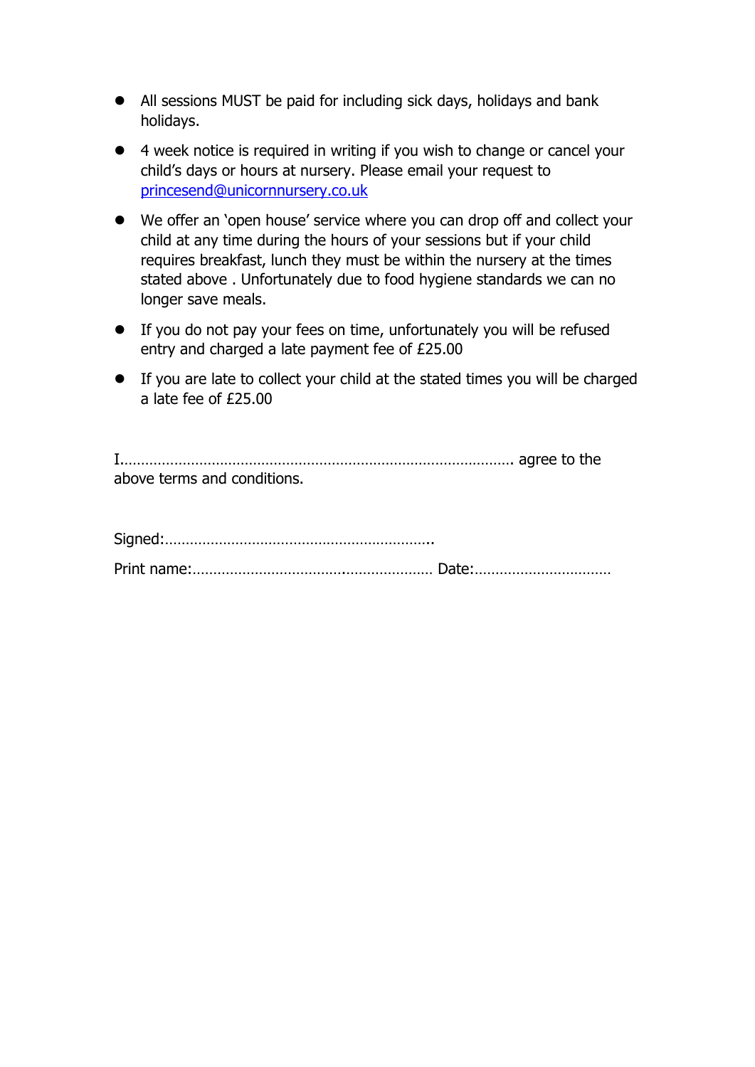- All sessions MUST be paid for including sick days, holidays and bank holidays.
- 4 week notice is required in writing if you wish to change or cancel your child's days or hours at nursery. Please email your request to princesend@unicornnursery.co.uk
- We offer an 'open house' service where you can drop off and collect your child at any time during the hours of your sessions but if your child requires breakfast, lunch they must be within the nursery at the times stated above . Unfortunately due to food hygiene standards we can no longer save meals.
- If you do not pay your fees on time, unfortunately you will be refused entry and charged a late payment fee of £25.00
- If you are late to collect your child at the stated times you will be charged a late fee of £25.00

I………………………………………………………………………………. agree to the above terms and conditions.

Signed:……………………………………………………….

Print name:…………………………………………………… Date:……………………………